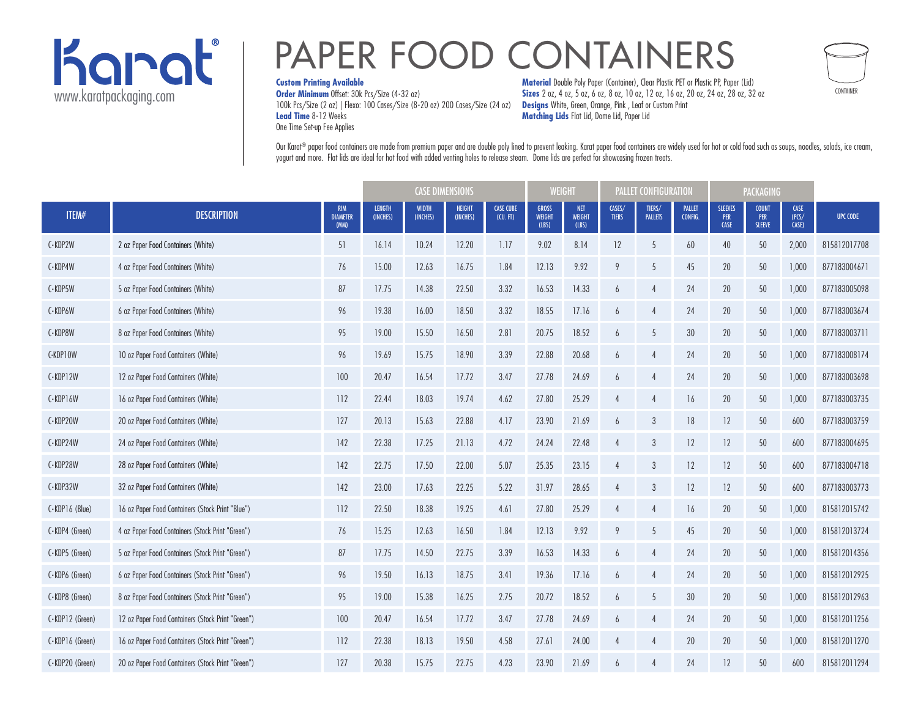Karat®
www.karatpackaging.com

# PAPER FOOD CONTAINERS

**Custom Printing Available**
**Order Minimum** Offset: 30k Pcs/Size (4-32 oz)
100k Pcs/Size (2 oz) | Flexo: 100 Cases/Size (8-20 oz) 200 Cases/Size (24 oz)
**Lead Time** 8-12 Weeks
One Time Set-up Fee Applies

**Material** Double Poly Paper (Container), Clear Plastic PET or Plastic PP, Paper (Lid)
**Sizes** 2 oz, 4 oz, 5 oz, 6 oz, 8 oz, 10 oz, 12 oz, 16 oz, 20 oz, 24 oz, 28 oz, 32 oz
**Designs** White, Green, Orange, Pink , Leaf or Custom Print
**Matching Lids** Flat Lid, Dome Lid, Paper Lid

CONTAINER

Our Karat® paper food containers are made from premium paper and are double poly lined to prevent leaking. Karat paper food containers are widely used for hot or cold food such as soups, noodles, salads, ice cream, yogurt and more. Flat lids are ideal for hot food with added venting holes to release steam. Dome lids are perfect for showcasing frozen treats.

| | | | CASE DIMENSIONS | | | | WEIGHT | | PALLET CONFIGURATION | | | PACKAGING | | | |
|---|---|---|---|---|---|---|---|---|---|---|---|---|---|---|---|
| ITEM# | DESCRIPTION | RIM DIAMETER (MM) | LENGTH (INCHES) | WIDTH (INCHES) | HEIGHT (INCHES) | CASE CUBE (CU. FT) | GROSS WEIGHT (LBS) | NET WEIGHT (LBS) | CASES/ TIERS | TIERS/ PALLETS | PALLET CONFIG. | SLEEVES PER CASE | COUNT PER SLEEVE | CASE (PCS/ CASE) | UPC CODE |
| C-KDP2W | 2 oz Paper Food Containers (White) | 51 | 16.14 | 10.24 | 12.20 | 1.17 | 9.02 | 8.14 | 12 | 5 | 60 | 40 | 50 | 2,000 | 815812017708 |
| C-KDP4W | 4 oz Paper Food Containers (White) | 76 | 15.00 | 12.63 | 16.75 | 1.84 | 12.13 | 9.92 | 9 | 5 | 45 | 20 | 50 | 1,000 | 877183004671 |
| C-KDP5W | 5 oz Paper Food Containers (White) | 87 | 17.75 | 14.38 | 22.50 | 3.32 | 16.53 | 14.33 | 6 | 4 | 24 | 20 | 50 | 1,000 | 877183005098 |
| C-KDP6W | 6 oz Paper Food Containers (White) | 96 | 19.38 | 16.00 | 18.50 | 3.32 | 18.55 | 17.16 | 6 | 4 | 24 | 20 | 50 | 1,000 | 877183003674 |
| C-KDP8W | 8 oz Paper Food Containers (White) | 95 | 19.00 | 15.50 | 16.50 | 2.81 | 20.75 | 18.52 | 6 | 5 | 30 | 20 | 50 | 1,000 | 877183003711 |
| C-KDP10W | 10 oz Paper Food Containers (White) | 96 | 19.69 | 15.75 | 18.90 | 3.39 | 22.88 | 20.68 | 6 | 4 | 24 | 20 | 50 | 1,000 | 877183008174 |
| C-KDP12W | 12 oz Paper Food Containers (White) | 100 | 20.47 | 16.54 | 17.72 | 3.47 | 27.78 | 24.69 | 6 | 4 | 24 | 20 | 50 | 1,000 | 877183003698 |
| C-KDP16W | 16 oz Paper Food Containers (White) | 112 | 22.44 | 18.03 | 19.74 | 4.62 | 27.80 | 25.29 | 4 | 4 | 16 | 20 | 50 | 1,000 | 877183003735 |
| C-KDP20W | 20 oz Paper Food Containers (White) | 127 | 20.13 | 15.63 | 22.88 | 4.17 | 23.90 | 21.69 | 6 | 3 | 18 | 12 | 50 | 600 | 877183003759 |
| C-KDP24W | 24 oz Paper Food Containers (White) | 142 | 22.38 | 17.25 | 21.13 | 4.72 | 24.24 | 22.48 | 4 | 3 | 12 | 12 | 50 | 600 | 877183004695 |
| C-KDP28W | 28 oz Paper Food Containers (White) | 142 | 22.75 | 17.50 | 22.00 | 5.07 | 25.35 | 23.15 | 4 | 3 | 12 | 12 | 50 | 600 | 877183004718 |
| C-KDP32W | 32 oz Paper Food Containers (White) | 142 | 23.00 | 17.63 | 22.25 | 5.22 | 31.97 | 28.65 | 4 | 3 | 12 | 12 | 50 | 600 | 877183003773 |
| C-KDP16 (Blue) | 16 oz Paper Food Containers (Stock Print "Blue") | 112 | 22.50 | 18.38 | 19.25 | 4.61 | 27.80 | 25.29 | 4 | 4 | 16 | 20 | 50 | 1,000 | 815812015742 |
| C-KDP4 (Green) | 4 oz Paper Food Containers (Stock Print "Green") | 76 | 15.25 | 12.63 | 16.50 | 1.84 | 12.13 | 9.92 | 9 | 5 | 45 | 20 | 50 | 1,000 | 815812013724 |
| C-KDP5 (Green) | 5 oz Paper Food Containers (Stock Print "Green") | 87 | 17.75 | 14.50 | 22.75 | 3.39 | 16.53 | 14.33 | 6 | 4 | 24 | 20 | 50 | 1,000 | 815812014356 |
| C-KDP6 (Green) | 6 oz Paper Food Containers (Stock Print "Green") | 96 | 19.50 | 16.13 | 18.75 | 3.41 | 19.36 | 17.16 | 6 | 4 | 24 | 20 | 50 | 1,000 | 815812012925 |
| C-KDP8 (Green) | 8 oz Paper Food Containers (Stock Print "Green") | 95 | 19.00 | 15.38 | 16.25 | 2.75 | 20.72 | 18.52 | 6 | 5 | 30 | 20 | 50 | 1,000 | 815812012963 |
| C-KDP12 (Green) | 12 oz Paper Food Containers (Stock Print "Green") | 100 | 20.47 | 16.54 | 17.72 | 3.47 | 27.78 | 24.69 | 6 | 4 | 24 | 20 | 50 | 1,000 | 815812011256 |
| C-KDP16 (Green) | 16 oz Paper Food Containers (Stock Print "Green") | 112 | 22.38 | 18.13 | 19.50 | 4.58 | 27.61 | 24.00 | 4 | 4 | 20 | 20 | 50 | 1,000 | 815812011270 |
| C-KDP20 (Green) | 20 oz Paper Food Containers (Stock Print "Green") | 127 | 20.38 | 15.75 | 22.75 | 4.23 | 23.90 | 21.69 | 6 | 4 | 24 | 12 | 50 | 600 | 815812011294 |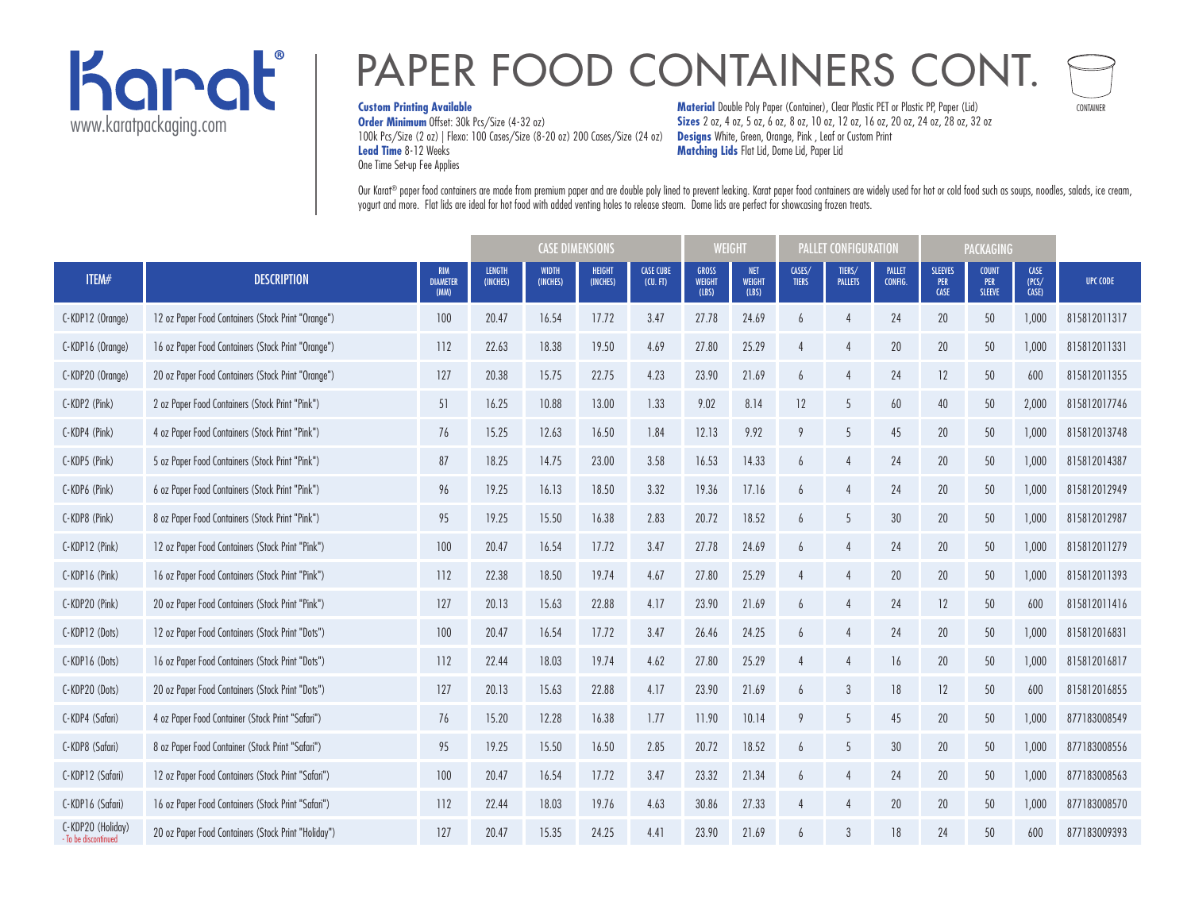Karat®
www.karatpackaging.com

# PAPER FOOD CONTAINERS CONT.

CONTAINER

**Custom Printing Available**
**Order Minimum** Offset: 30k Pcs/Size (4-32 oz)
100k Pcs/Size (2 oz) | Flexo: 100 Cases/Size (8-20 oz) 200 Cases/Size (24 oz)
**Lead Time** 8-12 Weeks
One Time Set-up Fee Applies

**Material** Double Poly Paper (Container), Clear Plastic PET or Plastic PP, Paper (Lid)
**Sizes** 2 oz, 4 oz, 5 oz, 6 oz, 8 oz, 10 oz, 12 oz, 16 oz, 20 oz, 24 oz, 28 oz, 32 oz
**Designs** White, Green, Orange, Pink , Leaf or Custom Print
**Matching Lids** Flat Lid, Dome Lid, Paper Lid

Our Karat® paper food containers are made from premium paper and are double poly lined to prevent leaking. Karat paper food containers are widely used for hot or cold food such as soups, noodles, salads, ice cream, yogurt and more. Flat lids are ideal for hot food with added venting holes to release steam. Dome lids are perfect for showcasing frozen treats.

| | | | CASE DIMENSIONS | | | | WEIGHT | | PALLET CONFIGURATION | | | PACKAGING | | | |
|---|---|---|---|---|---|---|---|---|---|---|---|---|---|---|---|
| ITEM# | DESCRIPTION | RIM DIAMETER (MM) | LENGTH (INCHES) | WIDTH (INCHES) | HEIGHT (INCHES) | CASE CUBE (CU. FT) | GROSS WEIGHT (LBS) | NET WEIGHT (LBS) | CASES/ TIERS | TIERS/ PALLETS | PALLET CONFIG. | SLEEVES PER CASE | COUNT PER SLEEVE | CASE (PCS/ CASE) | UPC CODE |
| C-KDP12 (Orange) | 12 oz Paper Food Containers (Stock Print "Orange") | 100 | 20.47 | 16.54 | 17.72 | 3.47 | 27.78 | 24.69 | 6 | 4 | 24 | 20 | 50 | 1,000 | 815812011317 |
| C-KDP16 (Orange) | 16 oz Paper Food Containers (Stock Print "Orange") | 112 | 22.63 | 18.38 | 19.50 | 4.69 | 27.80 | 25.29 | 4 | 4 | 20 | 20 | 50 | 1,000 | 815812011331 |
| C-KDP20 (Orange) | 20 oz Paper Food Containers (Stock Print "Orange") | 127 | 20.38 | 15.75 | 22.75 | 4.23 | 23.90 | 21.69 | 6 | 4 | 24 | 12 | 50 | 600 | 815812011355 |
| C-KDP2 (Pink) | 2 oz Paper Food Containers (Stock Print "Pink") | 51 | 16.25 | 10.88 | 13.00 | 1.33 | 9.02 | 8.14 | 12 | 5 | 60 | 40 | 50 | 2,000 | 815812017746 |
| C-KDP4 (Pink) | 4 oz Paper Food Containers (Stock Print "Pink") | 76 | 15.25 | 12.63 | 16.50 | 1.84 | 12.13 | 9.92 | 9 | 5 | 45 | 20 | 50 | 1,000 | 815812013748 |
| C-KDP5 (Pink) | 5 oz Paper Food Containers (Stock Print "Pink") | 87 | 18.25 | 14.75 | 23.00 | 3.58 | 16.53 | 14.33 | 6 | 4 | 24 | 20 | 50 | 1,000 | 815812014387 |
| C-KDP6 (Pink) | 6 oz Paper Food Containers (Stock Print "Pink") | 96 | 19.25 | 16.13 | 18.50 | 3.32 | 19.36 | 17.16 | 6 | 4 | 24 | 20 | 50 | 1,000 | 815812012949 |
| C-KDP8 (Pink) | 8 oz Paper Food Containers (Stock Print "Pink") | 95 | 19.25 | 15.50 | 16.38 | 2.83 | 20.72 | 18.52 | 6 | 5 | 30 | 20 | 50 | 1,000 | 815812012987 |
| C-KDP12 (Pink) | 12 oz Paper Food Containers (Stock Print "Pink") | 100 | 20.47 | 16.54 | 17.72 | 3.47 | 27.78 | 24.69 | 6 | 4 | 24 | 20 | 50 | 1,000 | 815812011279 |
| C-KDP16 (Pink) | 16 oz Paper Food Containers (Stock Print "Pink") | 112 | 22.38 | 18.50 | 19.74 | 4.67 | 27.80 | 25.29 | 4 | 4 | 20 | 20 | 50 | 1,000 | 815812011393 |
| C-KDP20 (Pink) | 20 oz Paper Food Containers (Stock Print "Pink") | 127 | 20.13 | 15.63 | 22.88 | 4.17 | 23.90 | 21.69 | 6 | 4 | 24 | 12 | 50 | 600 | 815812011416 |
| C-KDP12 (Dots) | 12 oz Paper Food Containers (Stock Print "Dots") | 100 | 20.47 | 16.54 | 17.72 | 3.47 | 26.46 | 24.25 | 6 | 4 | 24 | 20 | 50 | 1,000 | 815812016831 |
| C-KDP16 (Dots) | 16 oz Paper Food Containers (Stock Print "Dots") | 112 | 22.44 | 18.03 | 19.74 | 4.62 | 27.80 | 25.29 | 4 | 4 | 16 | 20 | 50 | 1,000 | 815812016817 |
| C-KDP20 (Dots) | 20 oz Paper Food Containers (Stock Print "Dots") | 127 | 20.13 | 15.63 | 22.88 | 4.17 | 23.90 | 21.69 | 6 | 3 | 18 | 12 | 50 | 600 | 815812016855 |
| C-KDP4 (Safari) | 4 oz Paper Food Container (Stock Print "Safari") | 76 | 15.20 | 12.28 | 16.38 | 1.77 | 11.90 | 10.14 | 9 | 5 | 45 | 20 | 50 | 1,000 | 877183008549 |
| C-KDP8 (Safari) | 8 oz Paper Food Container (Stock Print "Safari") | 95 | 19.25 | 15.50 | 16.50 | 2.85 | 20.72 | 18.52 | 6 | 5 | 30 | 20 | 50 | 1,000 | 877183008556 |
| C-KDP12 (Safari) | 12 oz Paper Food Containers (Stock Print "Safari") | 100 | 20.47 | 16.54 | 17.72 | 3.47 | 23.32 | 21.34 | 6 | 4 | 24 | 20 | 50 | 1,000 | 877183008563 |
| C-KDP16 (Safari) | 16 oz Paper Food Containers (Stock Print "Safari") | 112 | 22.44 | 18.03 | 19.76 | 4.63 | 30.86 | 27.33 | 4 | 4 | 20 | 20 | 50 | 1,000 | 877183008570 |
| C-KDP20 (Holiday) - To be discontinued | 20 oz Paper Food Containers (Stock Print "Holiday") | 127 | 20.47 | 15.35 | 24.25 | 4.41 | 23.90 | 21.69 | 6 | 3 | 18 | 24 | 50 | 600 | 877183009393 |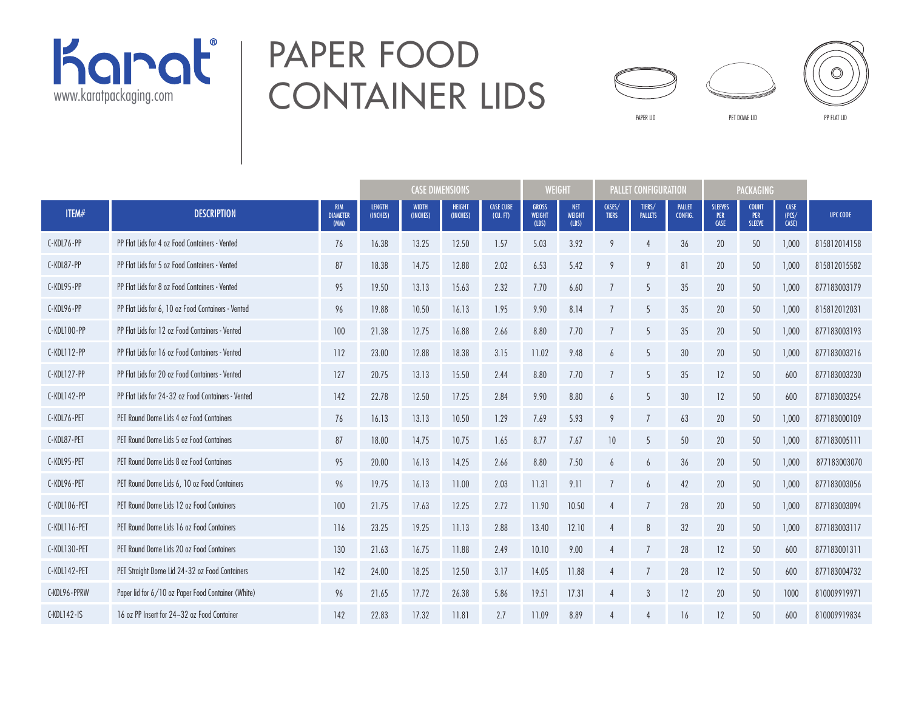# PAPER FOOD CONTAINER LIDS

Karat® www.karatpackaging.com

PAPER LID

PET DOME LID

PP FLAT LID

| | | | CASE DIMENSIONS | | | | WEIGHT | | PALLET CONFIGURATION | | | PACKAGING | | | |
|---|---|---|---|---|---|---|---|---|---|---|---|---|---|---|---|
| ITEM# | DESCRIPTION | RIM DIAMETER (MM) | LENGTH (INCHES) | WIDTH (INCHES) | HEIGHT (INCHES) | CASE CUBE (CU. FT) | GROSS WEIGHT (LBS) | NET WEIGHT (LBS) | CASES/ TIERS | TIERS/ PALLETS | PALLET CONFIG. | SLEEVES PER CASE | COUNT PER SLEEVE | CASE (PCS/ CASE) | UPC CODE |
| C-KDL76-PP | PP Flat Lids for 4 oz Food Containers - Vented | 76 | 16.38 | 13.25 | 12.50 | 1.57 | 5.03 | 3.92 | 9 | 4 | 36 | 20 | 50 | 1,000 | 815812014158 |
| C-KDL87-PP | PP Flat Lids for 5 oz Food Containers - Vented | 87 | 18.38 | 14.75 | 12.88 | 2.02 | 6.53 | 5.42 | 9 | 9 | 81 | 20 | 50 | 1,000 | 815812015582 |
| C-KDL95-PP | PP Flat Lids for 8 oz Food Containers - Vented | 95 | 19.50 | 13.13 | 15.63 | 2.32 | 7.70 | 6.60 | 7 | 5 | 35 | 20 | 50 | 1,000 | 877183003179 |
| C-KDL96-PP | PP Flat Lids for 6, 10 oz Food Containers - Vented | 96 | 19.88 | 10.50 | 16.13 | 1.95 | 9.90 | 8.14 | 7 | 5 | 35 | 20 | 50 | 1,000 | 815812012031 |
| C-KDL100-PP | PP Flat Lids for 12 oz Food Containers - Vented | 100 | 21.38 | 12.75 | 16.88 | 2.66 | 8.80 | 7.70 | 7 | 5 | 35 | 20 | 50 | 1,000 | 877183003193 |
| C-KDL112-PP | PP Flat Lids for 16 oz Food Containers - Vented | 112 | 23.00 | 12.88 | 18.38 | 3.15 | 11.02 | 9.48 | 6 | 5 | 30 | 20 | 50 | 1,000 | 877183003216 |
| C-KDL127-PP | PP Flat Lids for 20 oz Food Containers - Vented | 127 | 20.75 | 13.13 | 15.50 | 2.44 | 8.80 | 7.70 | 7 | 5 | 35 | 12 | 50 | 600 | 877183003230 |
| C-KDL142-PP | PP Flat Lids for 24-32 oz Food Containers - Vented | 142 | 22.78 | 12.50 | 17.25 | 2.84 | 9.90 | 8.80 | 6 | 5 | 30 | 12 | 50 | 600 | 877183003254 |
| C-KDL76-PET | PET Round Dome Lids 4 oz Food Containers | 76 | 16.13 | 13.13 | 10.50 | 1.29 | 7.69 | 5.93 | 9 | 7 | 63 | 20 | 50 | 1,000 | 877183000109 |
| C-KDL87-PET | PET Round Dome Lids 5 oz Food Containers | 87 | 18.00 | 14.75 | 10.75 | 1.65 | 8.77 | 7.67 | 10 | 5 | 50 | 20 | 50 | 1,000 | 877183005111 |
| C-KDL95-PET | PET Round Dome Lids 8 oz Food Containers | 95 | 20.00 | 16.13 | 14.25 | 2.66 | 8.80 | 7.50 | 6 | 6 | 36 | 20 | 50 | 1,000 | 877183003070 |
| C-KDL96-PET | PET Round Dome Lids 6, 10 oz Food Containers | 96 | 19.75 | 16.13 | 11.00 | 2.03 | 11.31 | 9.11 | 7 | 6 | 42 | 20 | 50 | 1,000 | 877183003056 |
| C-KDL106-PET | PET Round Dome Lids 12 oz Food Containers | 100 | 21.75 | 17.63 | 12.25 | 2.72 | 11.90 | 10.50 | 4 | 7 | 28 | 20 | 50 | 1,000 | 877183003094 |
| C-KDL116-PET | PET Round Dome Lids 16 oz Food Containers | 116 | 23.25 | 19.25 | 11.13 | 2.88 | 13.40 | 12.10 | 4 | 8 | 32 | 20 | 50 | 1,000 | 877183003117 |
| C-KDL130-PET | PET Round Dome Lids 20 oz Food Containers | 130 | 21.63 | 16.75 | 11.88 | 2.49 | 10.10 | 9.00 | 4 | 7 | 28 | 12 | 50 | 600 | 877183001311 |
| C-KDL142-PET | PET Straight Dome Lid 24-32 oz Food Containers | 142 | 24.00 | 18.25 | 12.50 | 3.17 | 14.05 | 11.88 | 4 | 7 | 28 | 12 | 50 | 600 | 877183004732 |
| C-KDL96-PPRW | Paper lid for 6/10 oz Paper Food Container (White) | 96 | 21.65 | 17.72 | 26.38 | 5.86 | 19.51 | 17.31 | 4 | 3 | 12 | 20 | 50 | 1000 | 810009919971 |
| C-KDL142-IS | 16 oz PP Insert for 24~32 oz Food Container | 142 | 22.83 | 17.32 | 11.81 | 2.7 | 11.09 | 8.89 | 4 | 4 | 16 | 12 | 50 | 600 | 810009919834 |